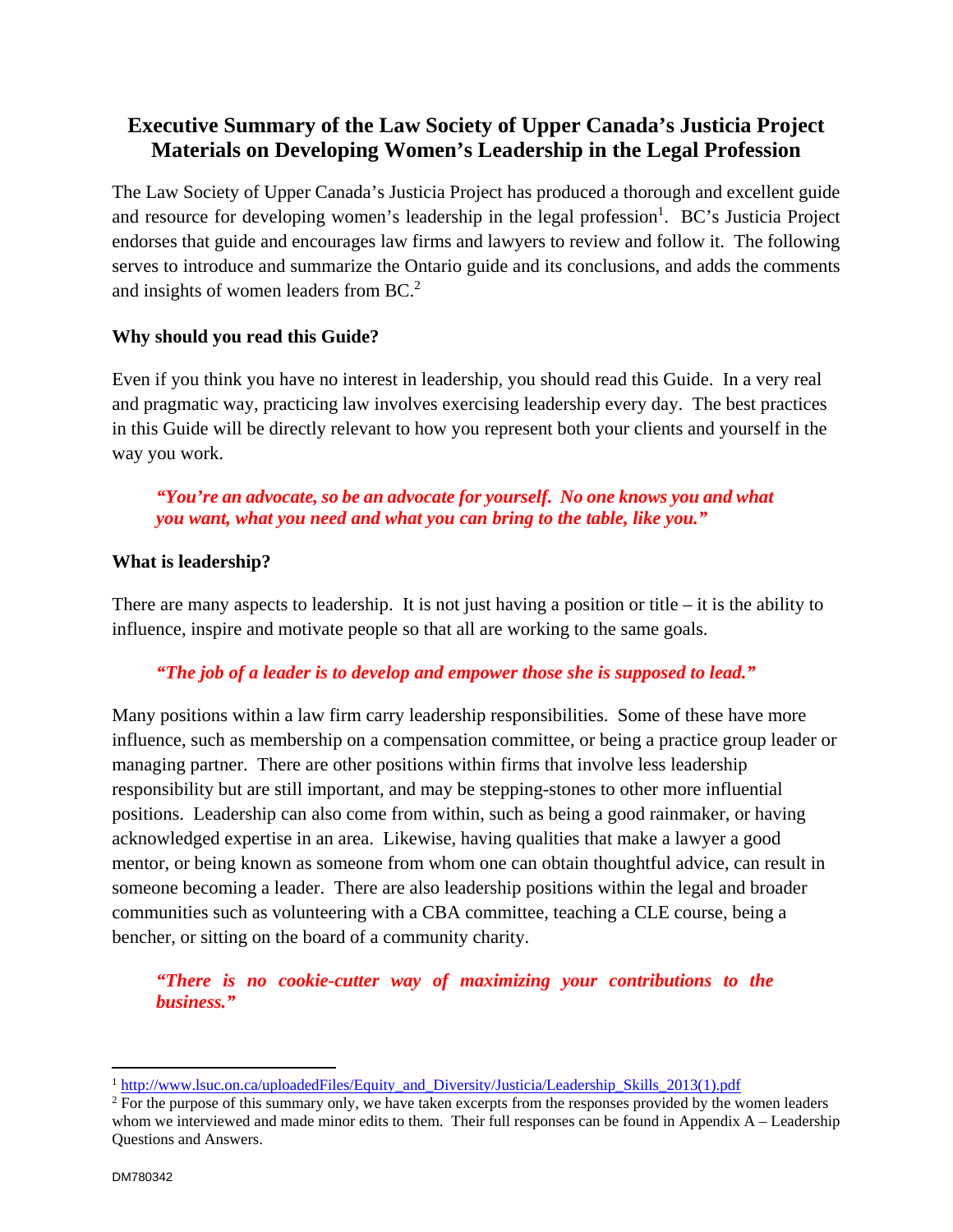# Executive Summary of the Law Society of Upper Canada's Justicia Project Materials on Developing Women's Leadership in the Legal Profession

The Law Society of Upper Canada's Justicia Project has produced a thorough and excellent guide and resource for developing women's leadership in the legal profession[1]. BC's Justicia Project endorses that guide and encourages law firms and lawyers to review and follow it. The following serves to introduce and summarize the Ontario guide and its conclusions, and adds the comments and insights of women leaders from BC.[2]

**Why should you read this Guide?**

Even if you think you have no interest in leadership, you should read this Guide. In a very real and pragmatic way, practicing law involves exercising leadership every day. The best practices in this Guide will be directly relevant to how you represent both your clients and yourself in the way you work.

> ***"You're an advocate, so be an advocate for yourself. No one knows you and what you want, what you need and what you can bring to the table, like you."***

**What is leadership?**

There are many aspects to leadership. It is not just having a position or title – it is the ability to influence, inspire and motivate people so that all are working to the same goals.

> ***"The job of a leader is to develop and empower those she is supposed to lead."***

Many positions within a law firm carry leadership responsibilities. Some of these have more influence, such as membership on a compensation committee, or being a practice group leader or managing partner. There are other positions within firms that involve less leadership responsibility but are still important, and may be stepping-stones to other more influential positions. Leadership can also come from within, such as being a good rainmaker, or having acknowledged expertise in an area. Likewise, having qualities that make a lawyer a good mentor, or being known as someone from whom one can obtain thoughtful advice, can result in someone becoming a leader. There are also leadership positions within the legal and broader communities such as volunteering with a CBA committee, teaching a CLE course, being a bencher, or sitting on the board of a community charity.

> ***"There is no cookie-cutter way of maximizing your contributions to the business."***

---

[1] http://www.lsuc.on.ca/uploadedFiles/Equity_and_Diversity/Justicia/Leadership_Skills_2013(1).pdf

[2] For the purpose of this summary only, we have taken excerpts from the responses provided by the women leaders whom we interviewed and made minor edits to them. Their full responses can be found in Appendix A – Leadership Questions and Answers.

DM780342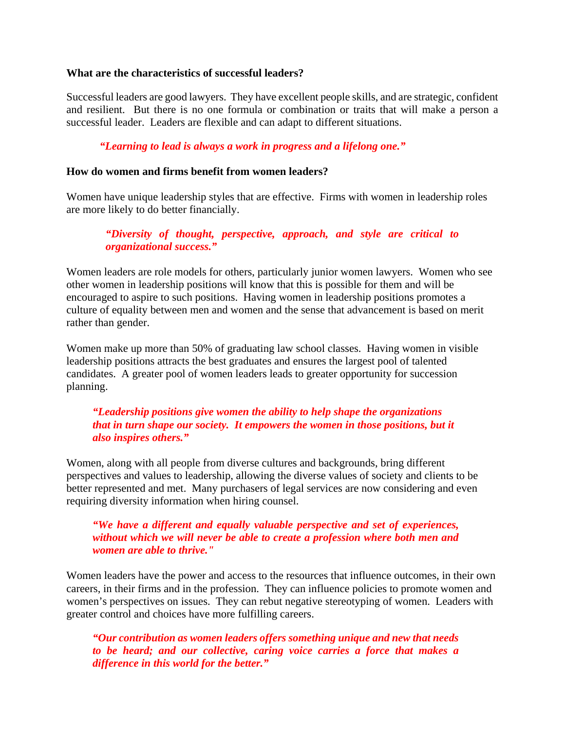**What are the characteristics of successful leaders?**

Successful leaders are good lawyers. They have excellent people skills, and are strategic, confident and resilient. But there is no one formula or combination or traits that will make a person a successful leader. Leaders are flexible and can adapt to different situations.

> ***"Learning to lead is always a work in progress and a lifelong one."***

**How do women and firms benefit from women leaders?**

Women have unique leadership styles that are effective. Firms with women in leadership roles are more likely to do better financially.

> ***"Diversity of thought, perspective, approach, and style are critical to organizational success."***

Women leaders are role models for others, particularly junior women lawyers. Women who see other women in leadership positions will know that this is possible for them and will be encouraged to aspire to such positions. Having women in leadership positions promotes a culture of equality between men and women and the sense that advancement is based on merit rather than gender.

Women make up more than 50% of graduating law school classes. Having women in visible leadership positions attracts the best graduates and ensures the largest pool of talented candidates. A greater pool of women leaders leads to greater opportunity for succession planning.

> ***"Leadership positions give women the ability to help shape the organizations that in turn shape our society. It empowers the women in those positions, but it also inspires others."***

Women, along with all people from diverse cultures and backgrounds, bring different perspectives and values to leadership, allowing the diverse values of society and clients to be better represented and met. Many purchasers of legal services are now considering and even requiring diversity information when hiring counsel.

> ***"We have a different and equally valuable perspective and set of experiences, without which we will never be able to create a profession where both men and women are able to thrive."***

Women leaders have the power and access to the resources that influence outcomes, in their own careers, in their firms and in the profession. They can influence policies to promote women and women's perspectives on issues. They can rebut negative stereotyping of women. Leaders with greater control and choices have more fulfilling careers.

> ***"Our contribution as women leaders offers something unique and new that needs to be heard; and our collective, caring voice carries a force that makes a difference in this world for the better."***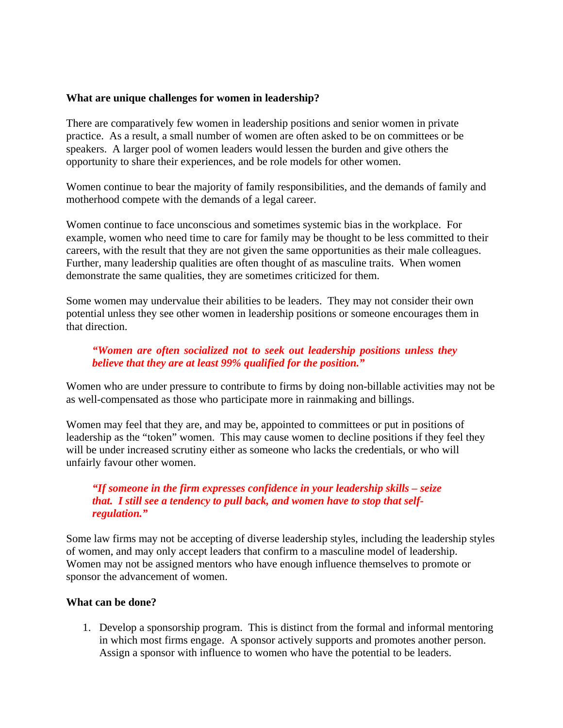**What are unique challenges for women in leadership?**

There are comparatively few women in leadership positions and senior women in private practice. As a result, a small number of women are often asked to be on committees or be speakers. A larger pool of women leaders would lessen the burden and give others the opportunity to share their experiences, and be role models for other women.

Women continue to bear the majority of family responsibilities, and the demands of family and motherhood compete with the demands of a legal career.

Women continue to face unconscious and sometimes systemic bias in the workplace. For example, women who need time to care for family may be thought to be less committed to their careers, with the result that they are not given the same opportunities as their male colleagues. Further, many leadership qualities are often thought of as masculine traits. When women demonstrate the same qualities, they are sometimes criticized for them.

Some women may undervalue their abilities to be leaders. They may not consider their own potential unless they see other women in leadership positions or someone encourages them in that direction.

> ***"Women are often socialized not to seek out leadership positions unless they believe that they are at least 99% qualified for the position."***

Women who are under pressure to contribute to firms by doing non-billable activities may not be as well-compensated as those who participate more in rainmaking and billings.

Women may feel that they are, and may be, appointed to committees or put in positions of leadership as the "token" women. This may cause women to decline positions if they feel they will be under increased scrutiny either as someone who lacks the credentials, or who will unfairly favour other women.

> ***"If someone in the firm expresses confidence in your leadership skills – seize that. I still see a tendency to pull back, and women have to stop that self-regulation."***

Some law firms may not be accepting of diverse leadership styles, including the leadership styles of women, and may only accept leaders that confirm to a masculine model of leadership. Women may not be assigned mentors who have enough influence themselves to promote or sponsor the advancement of women.

**What can be done?**

1. Develop a sponsorship program. This is distinct from the formal and informal mentoring in which most firms engage. A sponsor actively supports and promotes another person. Assign a sponsor with influence to women who have the potential to be leaders.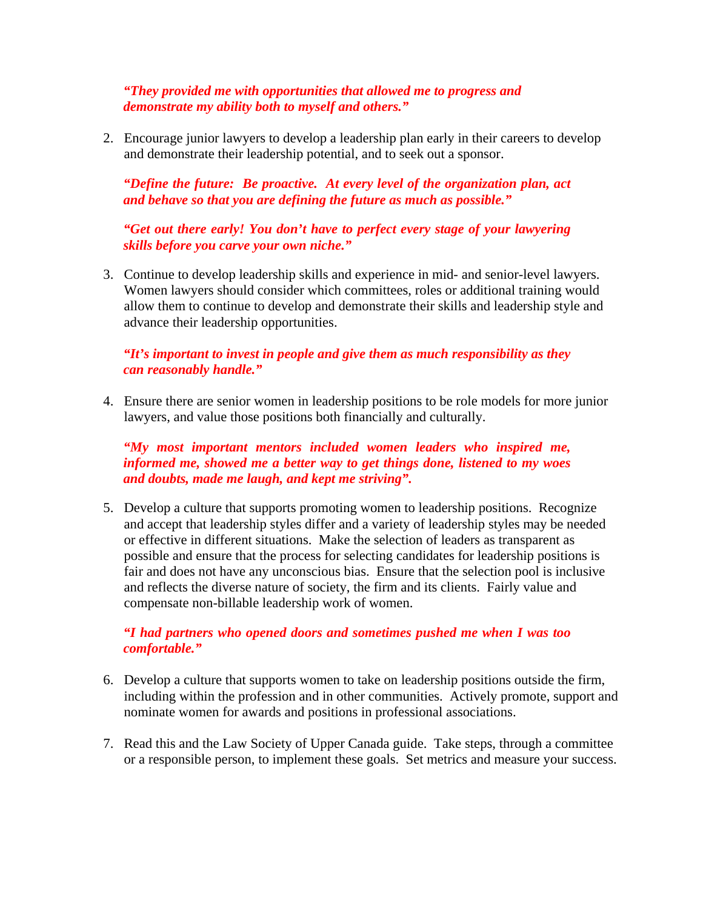***"They provided me with opportunities that allowed me to progress and demonstrate my ability both to myself and others."***

2. Encourage junior lawyers to develop a leadership plan early in their careers to develop and demonstrate their leadership potential, and to seek out a sponsor.

   ***"Define the future: Be proactive. At every level of the organization plan, act and behave so that you are defining the future as much as possible."***

   ***"Get out there early! You don't have to perfect every stage of your lawyering skills before you carve your own niche."***

3. Continue to develop leadership skills and experience in mid- and senior-level lawyers. Women lawyers should consider which committees, roles or additional training would allow them to continue to develop and demonstrate their skills and leadership style and advance their leadership opportunities.

   ***"It's important to invest in people and give them as much responsibility as they can reasonably handle."***

4. Ensure there are senior women in leadership positions to be role models for more junior lawyers, and value those positions both financially and culturally.

   ***"My most important mentors included women leaders who inspired me, informed me, showed me a better way to get things done, listened to my woes and doubts, made me laugh, and kept me striving".***

5. Develop a culture that supports promoting women to leadership positions. Recognize and accept that leadership styles differ and a variety of leadership styles may be needed or effective in different situations. Make the selection of leaders as transparent as possible and ensure that the process for selecting candidates for leadership positions is fair and does not have any unconscious bias. Ensure that the selection pool is inclusive and reflects the diverse nature of society, the firm and its clients. Fairly value and compensate non-billable leadership work of women.

   ***"I had partners who opened doors and sometimes pushed me when I was too comfortable."***

6. Develop a culture that supports women to take on leadership positions outside the firm, including within the profession and in other communities. Actively promote, support and nominate women for awards and positions in professional associations.

7. Read this and the Law Society of Upper Canada guide. Take steps, through a committee or a responsible person, to implement these goals. Set metrics and measure your success.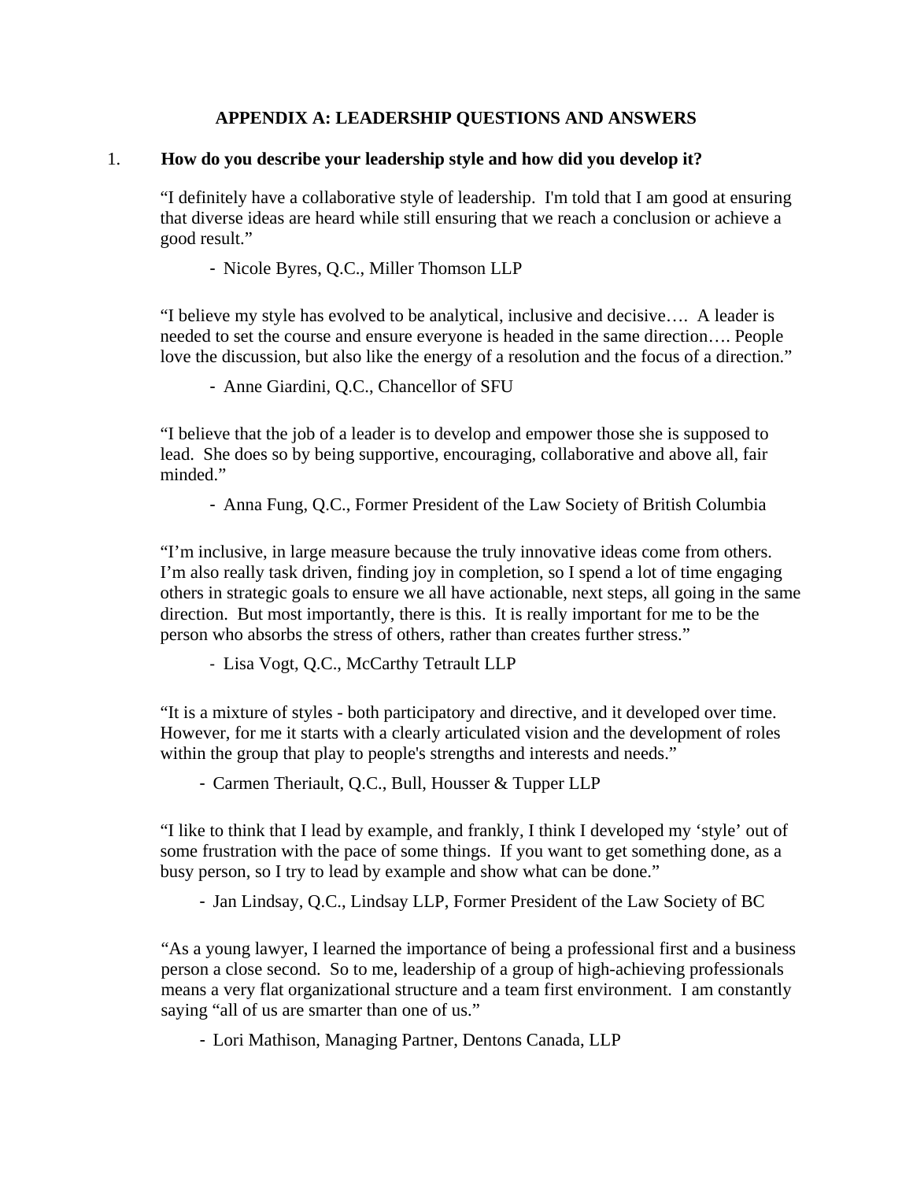## APPENDIX A: LEADERSHIP QUESTIONS AND ANSWERS

### 1. How do you describe your leadership style and how did you develop it?

"I definitely have a collaborative style of leadership. I'm told that I am good at ensuring that diverse ideas are heard while still ensuring that we reach a conclusion or achieve a good result."

- Nicole Byres, Q.C., Miller Thomson LLP

"I believe my style has evolved to be analytical, inclusive and decisive…. A leader is needed to set the course and ensure everyone is headed in the same direction…. People love the discussion, but also like the energy of a resolution and the focus of a direction."

- Anne Giardini, Q.C., Chancellor of SFU

"I believe that the job of a leader is to develop and empower those she is supposed to lead. She does so by being supportive, encouraging, collaborative and above all, fair minded."

- Anna Fung, Q.C., Former President of the Law Society of British Columbia

"I'm inclusive, in large measure because the truly innovative ideas come from others. I'm also really task driven, finding joy in completion, so I spend a lot of time engaging others in strategic goals to ensure we all have actionable, next steps, all going in the same direction. But most importantly, there is this. It is really important for me to be the person who absorbs the stress of others, rather than creates further stress."

- Lisa Vogt, Q.C., McCarthy Tetrault LLP

"It is a mixture of styles - both participatory and directive, and it developed over time. However, for me it starts with a clearly articulated vision and the development of roles within the group that play to people's strengths and interests and needs."

- Carmen Theriault, Q.C., Bull, Housser & Tupper LLP

"I like to think that I lead by example, and frankly, I think I developed my 'style' out of some frustration with the pace of some things. If you want to get something done, as a busy person, so I try to lead by example and show what can be done."

- Jan Lindsay, Q.C., Lindsay LLP, Former President of the Law Society of BC

"As a young lawyer, I learned the importance of being a professional first and a business person a close second. So to me, leadership of a group of high-achieving professionals means a very flat organizational structure and a team first environment. I am constantly saying "all of us are smarter than one of us."

- Lori Mathison, Managing Partner, Dentons Canada, LLP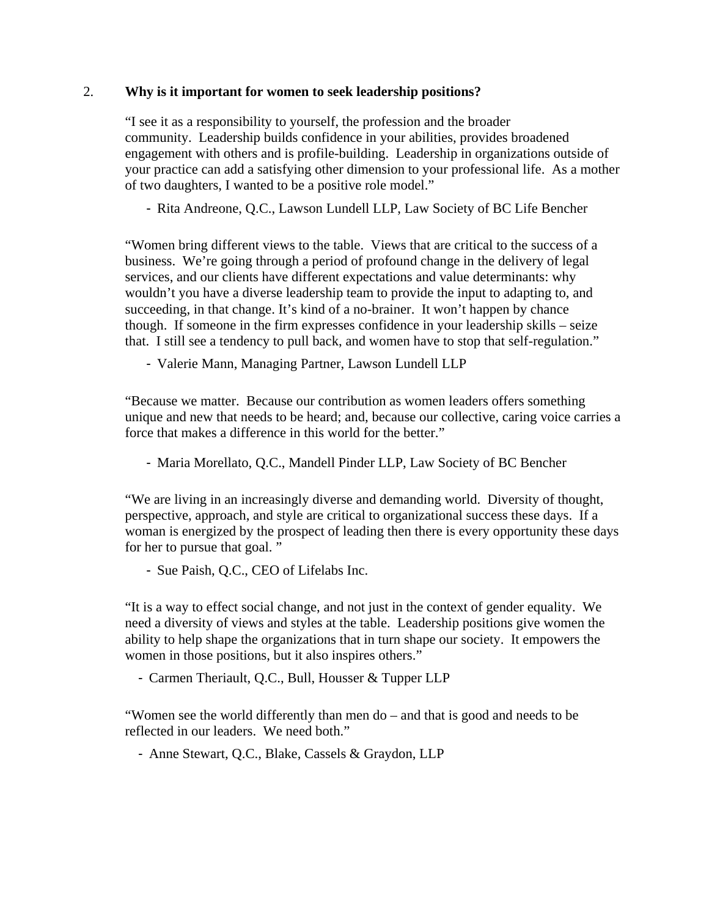2. **Why is it important for women to seek leadership positions?**

"I see it as a responsibility to yourself, the profession and the broader community. Leadership builds confidence in your abilities, provides broadened engagement with others and is profile-building. Leadership in organizations outside of your practice can add a satisfying other dimension to your professional life. As a mother of two daughters, I wanted to be a positive role model."

- Rita Andreone, Q.C., Lawson Lundell LLP, Law Society of BC Life Bencher

"Women bring different views to the table. Views that are critical to the success of a business. We're going through a period of profound change in the delivery of legal services, and our clients have different expectations and value determinants: why wouldn't you have a diverse leadership team to provide the input to adapting to, and succeeding, in that change. It's kind of a no-brainer. It won't happen by chance though. If someone in the firm expresses confidence in your leadership skills – seize that. I still see a tendency to pull back, and women have to stop that self-regulation."

- Valerie Mann, Managing Partner, Lawson Lundell LLP

"Because we matter. Because our contribution as women leaders offers something unique and new that needs to be heard; and, because our collective, caring voice carries a force that makes a difference in this world for the better."

- Maria Morellato, Q.C., Mandell Pinder LLP, Law Society of BC Bencher

"We are living in an increasingly diverse and demanding world. Diversity of thought, perspective, approach, and style are critical to organizational success these days. If a woman is energized by the prospect of leading then there is every opportunity these days for her to pursue that goal. "

- Sue Paish, Q.C., CEO of Lifelabs Inc.

"It is a way to effect social change, and not just in the context of gender equality. We need a diversity of views and styles at the table. Leadership positions give women the ability to help shape the organizations that in turn shape our society. It empowers the women in those positions, but it also inspires others."

- Carmen Theriault, Q.C., Bull, Housser & Tupper LLP

"Women see the world differently than men do – and that is good and needs to be reflected in our leaders. We need both."

- Anne Stewart, Q.C., Blake, Cassels & Graydon, LLP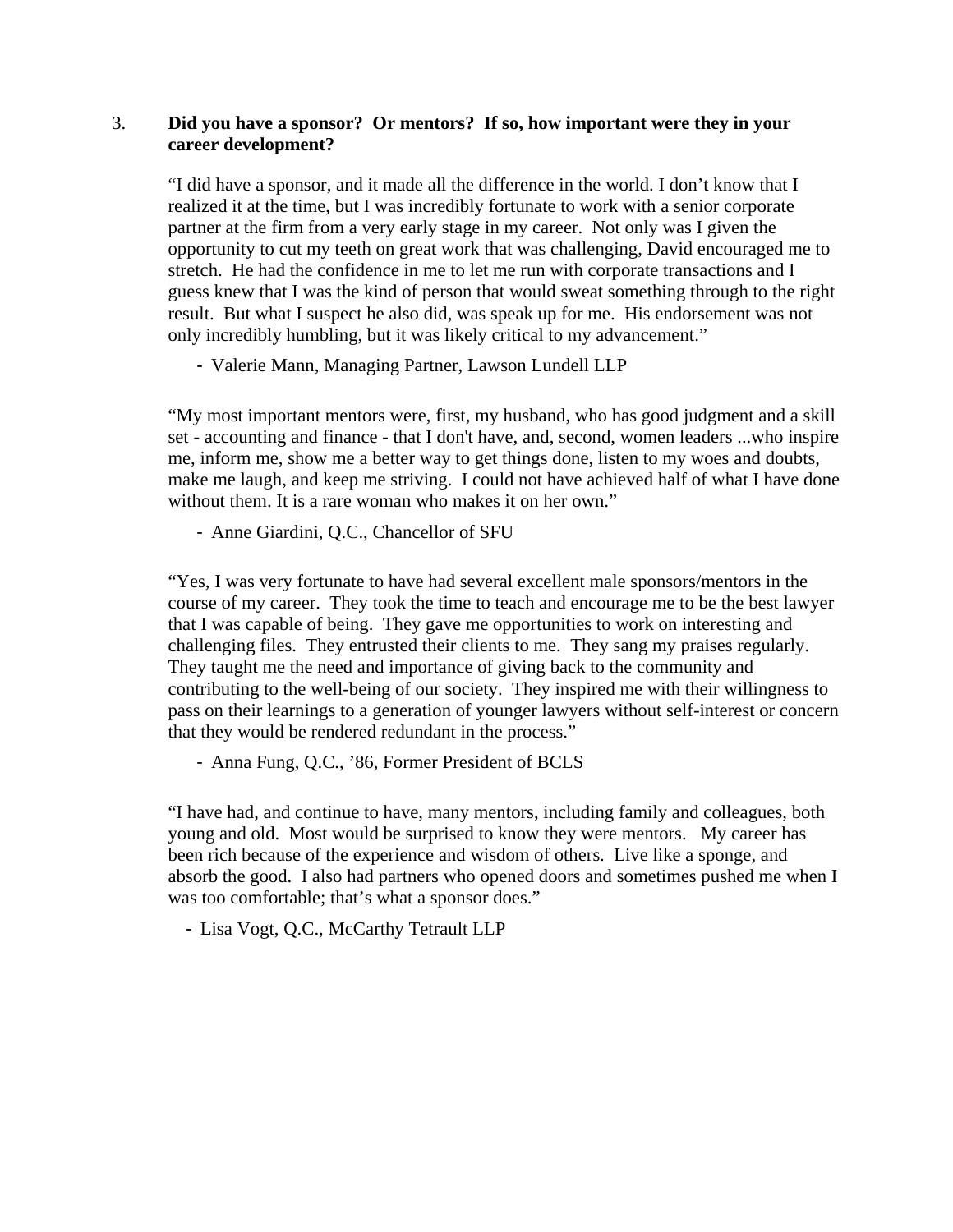3. **Did you have a sponsor? Or mentors? If so, how important were they in your career development?**

“I did have a sponsor, and it made all the difference in the world. I don’t know that I realized it at the time, but I was incredibly fortunate to work with a senior corporate partner at the firm from a very early stage in my career. Not only was I given the opportunity to cut my teeth on great work that was challenging, David encouraged me to stretch. He had the confidence in me to let me run with corporate transactions and I guess knew that I was the kind of person that would sweat something through to the right result. But what I suspect he also did, was speak up for me. His endorsement was not only incredibly humbling, but it was likely critical to my advancement.”

- Valerie Mann, Managing Partner, Lawson Lundell LLP

“My most important mentors were, first, my husband, who has good judgment and a skill set - accounting and finance - that I don't have, and, second, women leaders ...who inspire me, inform me, show me a better way to get things done, listen to my woes and doubts, make me laugh, and keep me striving. I could not have achieved half of what I have done without them. It is a rare woman who makes it on her own.”

- Anne Giardini, Q.C., Chancellor of SFU

“Yes, I was very fortunate to have had several excellent male sponsors/mentors in the course of my career. They took the time to teach and encourage me to be the best lawyer that I was capable of being. They gave me opportunities to work on interesting and challenging files. They entrusted their clients to me. They sang my praises regularly. They taught me the need and importance of giving back to the community and contributing to the well-being of our society. They inspired me with their willingness to pass on their learnings to a generation of younger lawyers without self-interest or concern that they would be rendered redundant in the process.”

- Anna Fung, Q.C., ’86, Former President of BCLS

“I have had, and continue to have, many mentors, including family and colleagues, both young and old. Most would be surprised to know they were mentors. My career has been rich because of the experience and wisdom of others. Live like a sponge, and absorb the good. I also had partners who opened doors and sometimes pushed me when I was too comfortable; that’s what a sponsor does.”

- Lisa Vogt, Q.C., McCarthy Tetrault LLP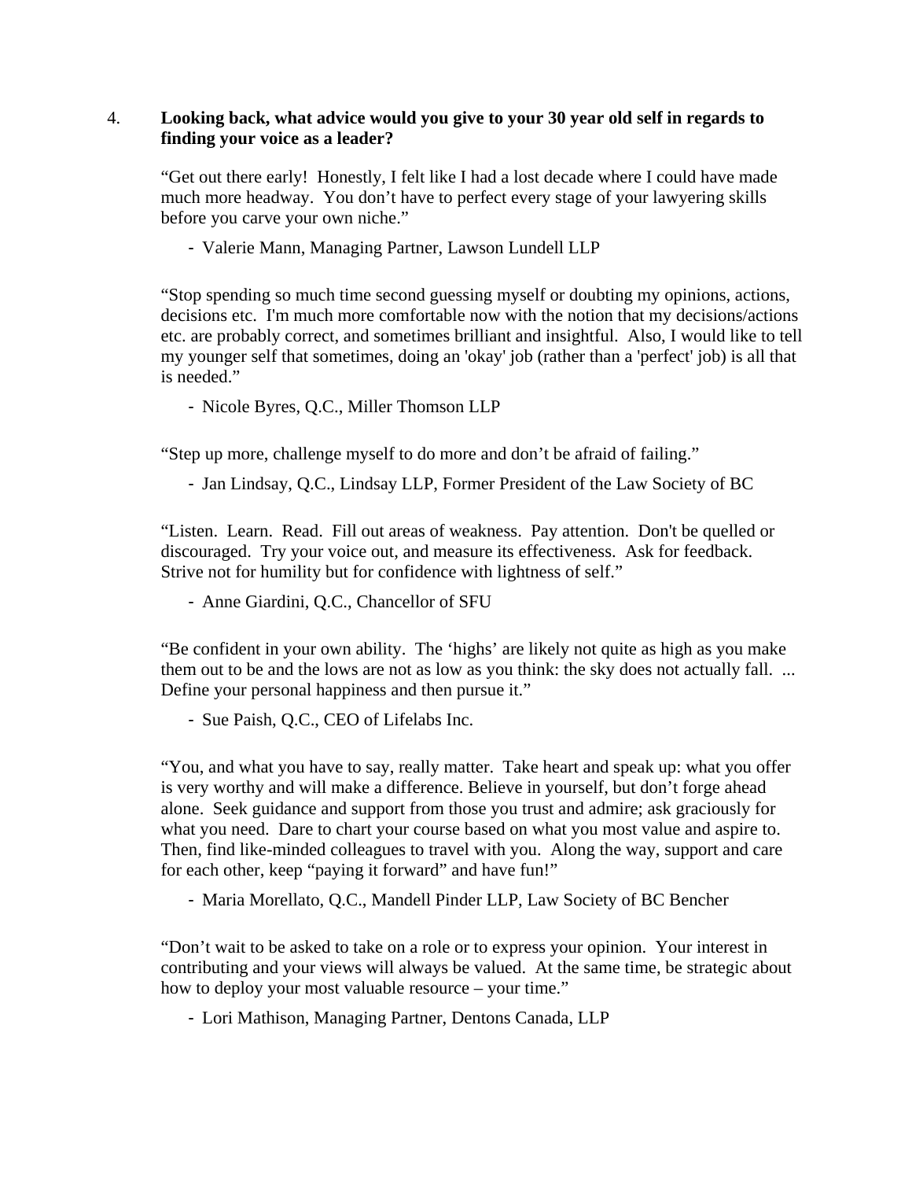4. **Looking back, what advice would you give to your 30 year old self in regards to finding your voice as a leader?**

"Get out there early! Honestly, I felt like I had a lost decade where I could have made much more headway. You don't have to perfect every stage of your lawyering skills before you carve your own niche."

- Valerie Mann, Managing Partner, Lawson Lundell LLP

"Stop spending so much time second guessing myself or doubting my opinions, actions, decisions etc. I'm much more comfortable now with the notion that my decisions/actions etc. are probably correct, and sometimes brilliant and insightful. Also, I would like to tell my younger self that sometimes, doing an 'okay' job (rather than a 'perfect' job) is all that is needed."

- Nicole Byres, Q.C., Miller Thomson LLP

"Step up more, challenge myself to do more and don't be afraid of failing."

- Jan Lindsay, Q.C., Lindsay LLP, Former President of the Law Society of BC

"Listen. Learn. Read. Fill out areas of weakness. Pay attention. Don't be quelled or discouraged. Try your voice out, and measure its effectiveness. Ask for feedback. Strive not for humility but for confidence with lightness of self."

- Anne Giardini, Q.C., Chancellor of SFU

"Be confident in your own ability. The 'highs' are likely not quite as high as you make them out to be and the lows are not as low as you think: the sky does not actually fall. ... Define your personal happiness and then pursue it."

- Sue Paish, Q.C., CEO of Lifelabs Inc.

"You, and what you have to say, really matter. Take heart and speak up: what you offer is very worthy and will make a difference. Believe in yourself, but don't forge ahead alone. Seek guidance and support from those you trust and admire; ask graciously for what you need. Dare to chart your course based on what you most value and aspire to. Then, find like-minded colleagues to travel with you. Along the way, support and care for each other, keep "paying it forward" and have fun!"

- Maria Morellato, Q.C., Mandell Pinder LLP, Law Society of BC Bencher

"Don't wait to be asked to take on a role or to express your opinion. Your interest in contributing and your views will always be valued. At the same time, be strategic about how to deploy your most valuable resource – your time."

- Lori Mathison, Managing Partner, Dentons Canada, LLP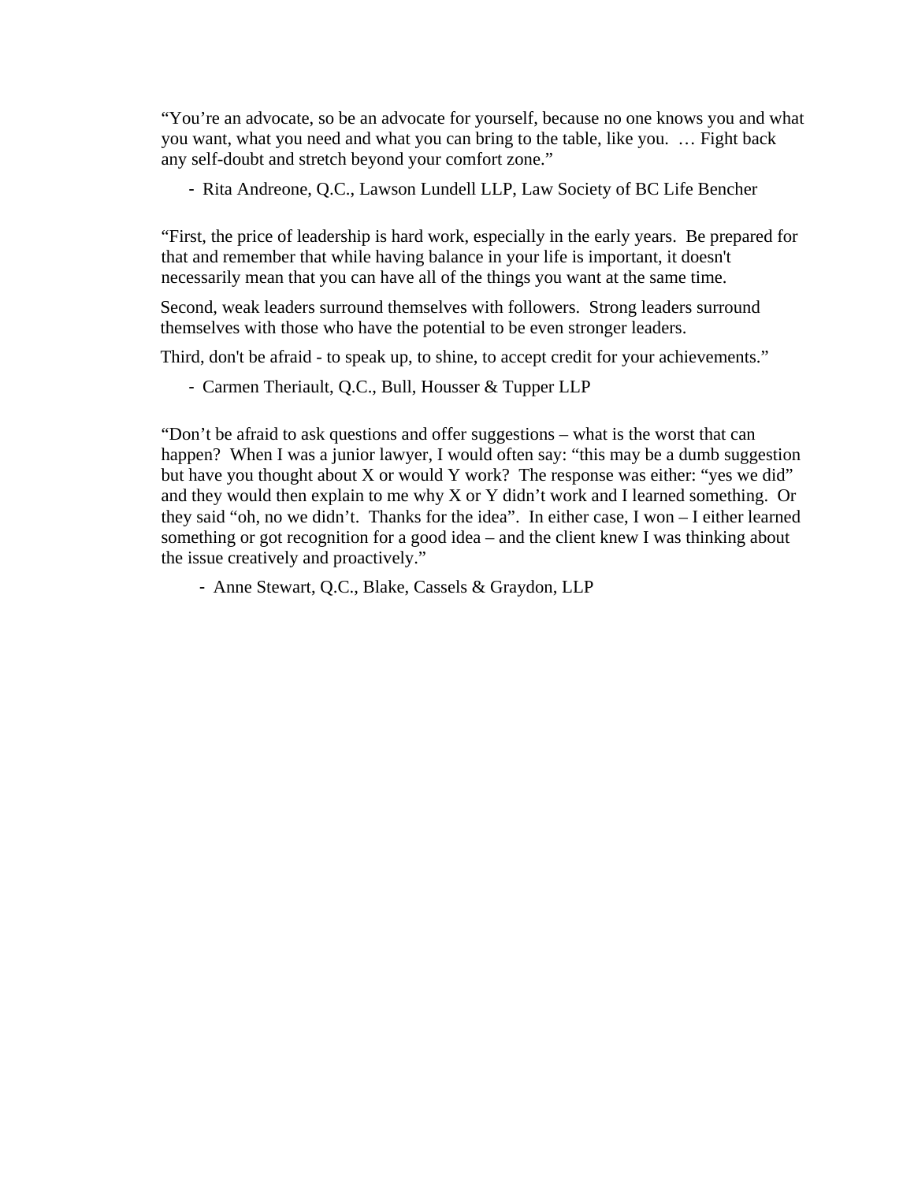"You're an advocate, so be an advocate for yourself, because no one knows you and what you want, what you need and what you can bring to the table, like you. … Fight back any self-doubt and stretch beyond your comfort zone."

- Rita Andreone, Q.C., Lawson Lundell LLP, Law Society of BC Life Bencher

"First, the price of leadership is hard work, especially in the early years. Be prepared for that and remember that while having balance in your life is important, it doesn't necessarily mean that you can have all of the things you want at the same time.

Second, weak leaders surround themselves with followers. Strong leaders surround themselves with those who have the potential to be even stronger leaders.

Third, don't be afraid - to speak up, to shine, to accept credit for your achievements."

- Carmen Theriault, Q.C., Bull, Housser & Tupper LLP

"Don't be afraid to ask questions and offer suggestions – what is the worst that can happen? When I was a junior lawyer, I would often say: "this may be a dumb suggestion but have you thought about X or would Y work? The response was either: "yes we did" and they would then explain to me why X or Y didn't work and I learned something. Or they said "oh, no we didn't. Thanks for the idea". In either case, I won – I either learned something or got recognition for a good idea – and the client knew I was thinking about the issue creatively and proactively."

- Anne Stewart, Q.C., Blake, Cassels & Graydon, LLP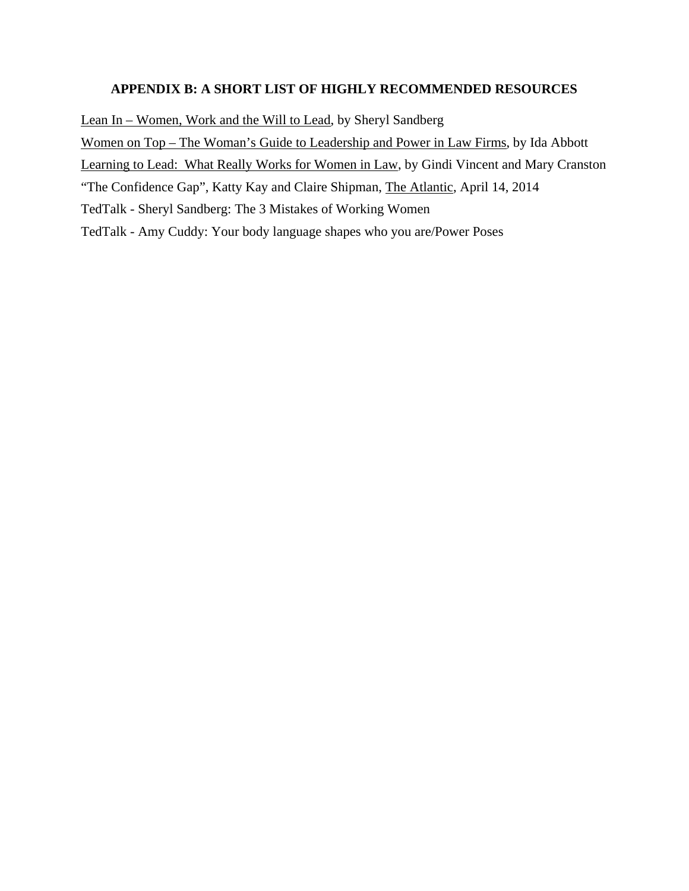### APPENDIX B: A SHORT LIST OF HIGHLY RECOMMENDED RESOURCES

<u>Lean In – Women, Work and the Will to Lead</u>, by Sheryl Sandberg

<u>Women on Top – The Woman's Guide to Leadership and Power in Law Firms</u>, by Ida Abbott

<u>Learning to Lead: What Really Works for Women in Law</u>, by Gindi Vincent and Mary Cranston

"The Confidence Gap", Katty Kay and Claire Shipman, <u>The Atlantic</u>, April 14, 2014

TedTalk - Sheryl Sandberg: The 3 Mistakes of Working Women

TedTalk - Amy Cuddy: Your body language shapes who you are/Power Poses